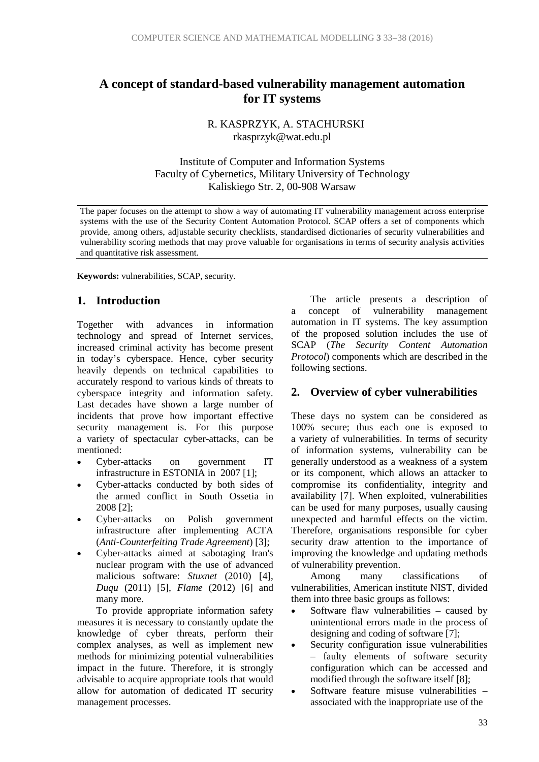# A concept of standard-based vulnerability management automation for IT systems

R. KASPRZYK, A. STACHURSKI
rkasprzyk@wat.edu.pl

Institute of Computer and Information Systems
Faculty of Cybernetics, Military University of Technology
Kaliskiego Str. 2, 00-908 Warsaw

The paper focuses on the attempt to show a way of automating IT vulnerability management across enterprise systems with the use of the Security Content Automation Protocol. SCAP offers a set of components which provide, among others, adjustable security checklists, standardised dictionaries of security vulnerabilities and vulnerability scoring methods that may prove valuable for organisations in terms of security analysis activities and quantitative risk assessment.

**Keywords:** vulnerabilities, SCAP, security.

## 1. Introduction

Together with advances in information technology and spread of Internet services, increased criminal activity has become present in today's cyberspace. Hence, cyber security heavily depends on technical capabilities to accurately respond to various kinds of threats to cyberspace integrity and information safety. Last decades have shown a large number of incidents that prove how important effective security management is. For this purpose a variety of spectacular cyber-attacks, can be mentioned:

- Cyber-attacks on government IT infrastructure in ESTONIA in 2007 [1];
- Cyber-attacks conducted by both sides of the armed conflict in South Ossetia in 2008 [2];
- Cyber-attacks on Polish government infrastructure after implementing ACTA (*Anti-Counterfeiting Trade Agreement*) [3];
- Cyber-attacks aimed at sabotaging Iran's nuclear program with the use of advanced malicious software: *Stuxnet* (2010) [4], *Duqu* (2011) [5], *Flame* (2012) [6] and many more.

To provide appropriate information safety measures it is necessary to constantly update the knowledge of cyber threats, perform their complex analyses, as well as implement new methods for minimizing potential vulnerabilities impact in the future. Therefore, it is strongly advisable to acquire appropriate tools that would allow for automation of dedicated IT security management processes.

The article presents a description of a concept of vulnerability management automation in IT systems. The key assumption of the proposed solution includes the use of SCAP (*The Security Content Automation Protocol*) components which are described in the following sections.

## 2. Overview of cyber vulnerabilities

These days no system can be considered as 100% secure; thus each one is exposed to a variety of vulnerabilities. In terms of security of information systems, vulnerability can be generally understood as a weakness of a system or its component, which allows an attacker to compromise its confidentiality, integrity and availability [7]. When exploited, vulnerabilities can be used for many purposes, usually causing unexpected and harmful effects on the victim. Therefore, organisations responsible for cyber security draw attention to the importance of improving the knowledge and updating methods of vulnerability prevention.

Among many classifications of vulnerabilities, American institute NIST, divided them into three basic groups as follows:

- Software flaw vulnerabilities – caused by unintentional errors made in the process of designing and coding of software [7];
- Security configuration issue vulnerabilities – faulty elements of software security configuration which can be accessed and modified through the software itself [8];
- Software feature misuse vulnerabilities – associated with the inappropriate use of the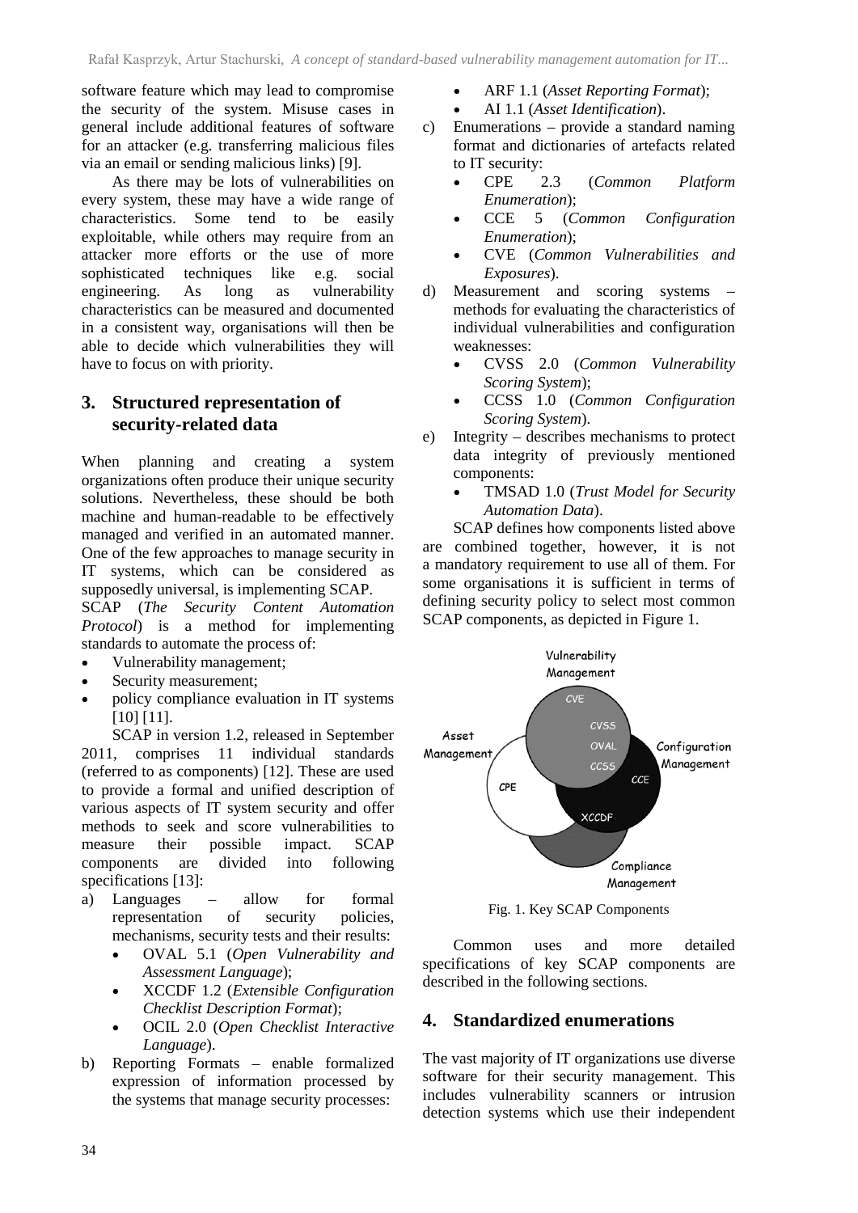software feature which may lead to compromise the security of the system. Misuse cases in general include additional features of software for an attacker (e.g. transferring malicious files via an email or sending malicious links) [9].

As there may be lots of vulnerabilities on every system, these may have a wide range of characteristics. Some tend to be easily exploitable, while others may require from an attacker more efforts or the use of more sophisticated techniques like e.g. social engineering. As long as vulnerability characteristics can be measured and documented in a consistent way, organisations will then be able to decide which vulnerabilities they will have to focus on with priority.

## 3. Structured representation of security-related data

When planning and creating a system organizations often produce their unique security solutions. Nevertheless, these should be both machine and human-readable to be effectively managed and verified in an automated manner. One of the few approaches to manage security in IT systems, which can be considered as supposedly universal, is implementing SCAP.

SCAP (*The Security Content Automation Protocol*) is a method for implementing standards to automate the process of:

- Vulnerability management;
- Security measurement;
- policy compliance evaluation in IT systems [10] [11].

SCAP in version 1.2, released in September 2011, comprises 11 individual standards (referred to as components) [12]. These are used to provide a formal and unified description of various aspects of IT system security and offer methods to seek and score vulnerabilities to measure their possible impact. SCAP components are divided into following specifications [13]:

a) Languages – allow for formal representation of security policies, mechanisms, security tests and their results:
   - OVAL 5.1 (*Open Vulnerability and Assessment Language*);
   - XCCDF 1.2 (*Extensible Configuration Checklist Description Format*);
   - OCIL 2.0 (*Open Checklist Interactive Language*).
b) Reporting Formats – enable formalized expression of information processed by the systems that manage security processes:
   - ARF 1.1 (*Asset Reporting Format*);
   - AI 1.1 (*Asset Identification*).
c) Enumerations – provide a standard naming format and dictionaries of artefacts related to IT security:
   - CPE 2.3 (*Common Platform Enumeration*);
   - CCE 5 (*Common Configuration Enumeration*);
   - CVE (*Common Vulnerabilities and Exposures*).
d) Measurement and scoring systems – methods for evaluating the characteristics of individual vulnerabilities and configuration weaknesses:
   - CVSS 2.0 (*Common Vulnerability Scoring System*);
   - CCSS 1.0 (*Common Configuration Scoring System*).
e) Integrity – describes mechanisms to protect data integrity of previously mentioned components:
   - TMSAD 1.0 (*Trust Model for Security Automation Data*).

SCAP defines how components listed above are combined together, however, it is not a mandatory requirement to use all of them. For some organisations it is sufficient in terms of defining security policy to select most common SCAP components, as depicted in Figure 1.

Fig. 1. Key SCAP Components

Common uses and more detailed specifications of key SCAP components are described in the following sections.

## 4. Standardized enumerations

The vast majority of IT organizations use diverse software for their security management. This includes vulnerability scanners or intrusion detection systems which use their independent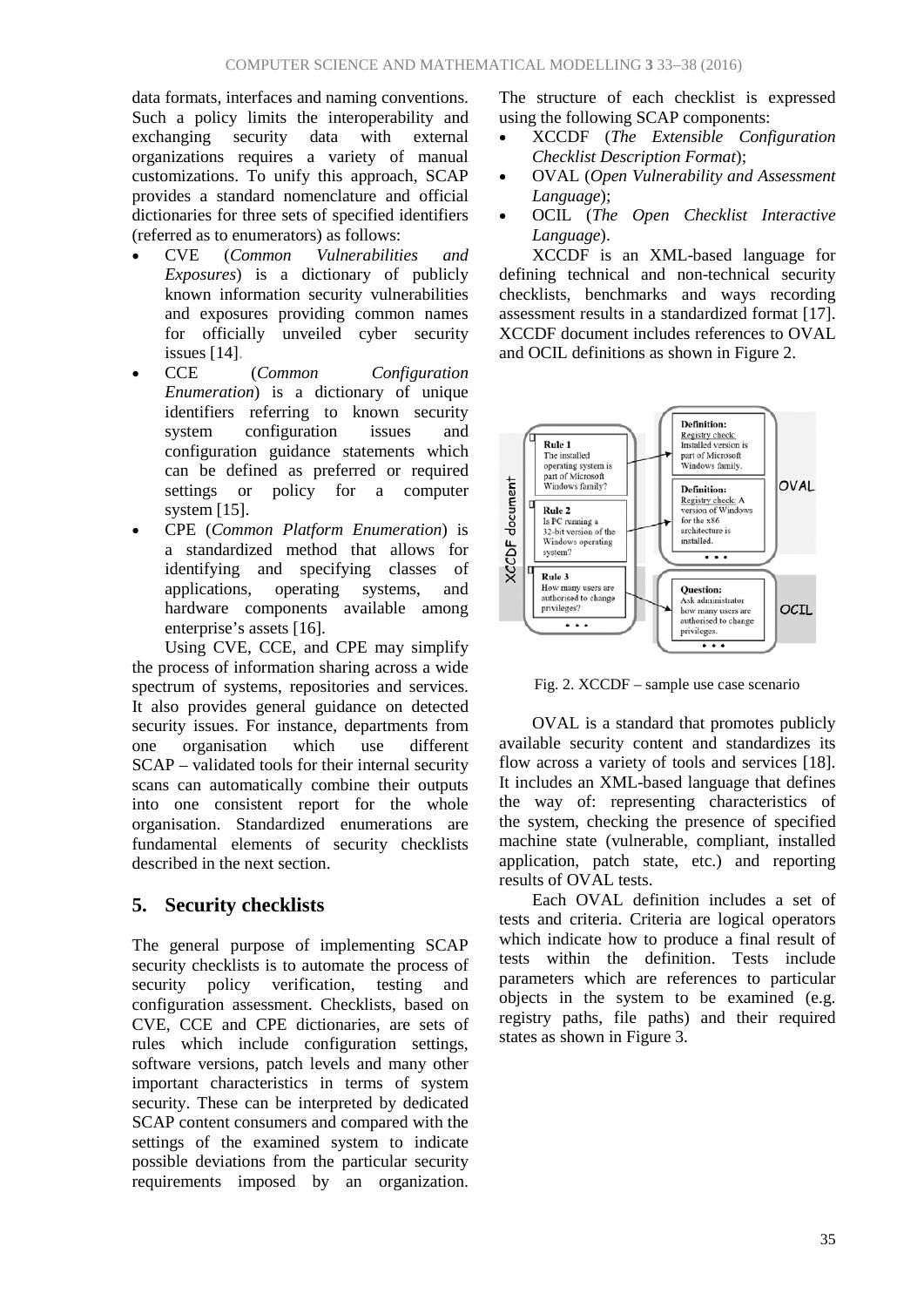data formats, interfaces and naming conventions. Such a policy limits the interoperability and exchanging security data with external organizations requires a variety of manual customizations. To unify this approach, SCAP provides a standard nomenclature and official dictionaries for three sets of specified identifiers (referred as to enumerators) as follows:

- CVE (*Common Vulnerabilities and Exposures*) is a dictionary of publicly known information security vulnerabilities and exposures providing common names for officially unveiled cyber security issues [14].
- CCE (*Common Configuration Enumeration*) is a dictionary of unique identifiers referring to known security system configuration issues and configuration guidance statements which can be defined as preferred or required settings or policy for a computer system [15].
- CPE (*Common Platform Enumeration*) is a standardized method that allows for identifying and specifying classes of applications, operating systems, and hardware components available among enterprise's assets [16].

Using CVE, CCE, and CPE may simplify the process of information sharing across a wide spectrum of systems, repositories and services. It also provides general guidance on detected security issues. For instance, departments from one organisation which use different SCAP – validated tools for their internal security scans can automatically combine their outputs into one consistent report for the whole organisation. Standardized enumerations are fundamental elements of security checklists described in the next section.

## 5. Security checklists

The general purpose of implementing SCAP security checklists is to automate the process of security policy verification, testing and configuration assessment. Checklists, based on CVE, CCE and CPE dictionaries, are sets of rules which include configuration settings, software versions, patch levels and many other important characteristics in terms of system security. These can be interpreted by dedicated SCAP content consumers and compared with the settings of the examined system to indicate possible deviations from the particular security requirements imposed by an organization. The structure of each checklist is expressed using the following SCAP components:

- XCCDF (*The Extensible Configuration Checklist Description Format*);
- OVAL (*Open Vulnerability and Assessment Language*);
- OCIL (*The Open Checklist Interactive Language*).

XCCDF is an XML-based language for defining technical and non-technical security checklists, benchmarks and ways recording assessment results in a standardized format [17]. XCCDF document includes references to OVAL and OCIL definitions as shown in Figure 2.

Fig. 2. XCCDF – sample use case scenario

OVAL is a standard that promotes publicly available security content and standardizes its flow across a variety of tools and services [18]. It includes an XML-based language that defines the way of: representing characteristics of the system, checking the presence of specified machine state (vulnerable, compliant, installed application, patch state, etc.) and reporting results of OVAL tests.

Each OVAL definition includes a set of tests and criteria. Criteria are logical operators which indicate how to produce a final result of tests within the definition. Tests include parameters which are references to particular objects in the system to be examined (e.g. registry paths, file paths) and their required states as shown in Figure 3.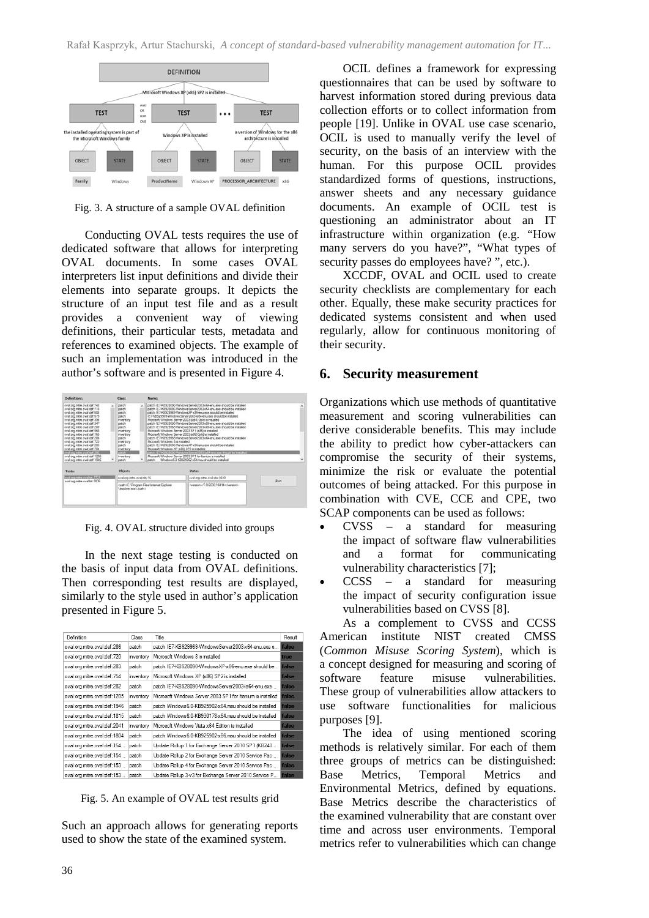Fig. 3. A structure of a sample OVAL definition

Conducting OVAL tests requires the use of dedicated software that allows for interpreting OVAL documents. In some cases OVAL interpreters list input definitions and divide their elements into separate groups. It depicts the structure of an input test file and as a result provides a convenient way of viewing definitions, their particular tests, metadata and references to examined objects. The example of such an implementation was introduced in the author's software and is presented in Figure 4.

Fig. 4. OVAL structure divided into groups

In the next stage testing is conducted on the basis of input data from OVAL definitions. Then corresponding test results are displayed, similarly to the style used in author's application presented in Figure 5.

| Definition | Class | Title | Result |
| --- | --- | --- | --- |
| oval:org.mitre.oval:def:286 | patch | patch IE7-KB929969-WindowsServer2003-x64-enu.exe s... | false |
| oval:org.mitre.oval:def:720 | inventory | Microsoft Windows 8 is installed | true |
| oval:org.mitre.oval:def:283 | patch | patch IE7-KB928090-WindowsXP-x86-enu.exe should be... | false |
| oval:org.mitre.oval:def:754 | inventory | Microsoft Windows XP (x86) SP2 is installed | false |
| oval:org.mitre.oval:def:282 | patch | patch IE7-KB928090-WindowsServer2003-ia64-enu.exe ... | false |
| oval:org.mitre.oval:def:1205 | inventory | Microsoft Windows Server 2003 SP1 for Itanium is installed | false |
| oval:org.mitre.oval:def:1946 | patch | patch Windows6.0-KB925902-x64.msu should be installed | false |
| oval:org.mitre.oval:def:1815 | patch | patch Windows6.0-KB930178-x64.msu should be installed | false |
| oval:org.mitre.oval:def:2041 | inventory | Microsoft Windows Vista x64 Edition is installed | false |
| oval:org.mitre.oval:def:1804 | patch | patch Windows6.0-KB925902-x86.msu should be installed | false |
| oval:org.mitre.oval:def:154... | patch | Update Rollup 1 for Exchange Server 2010 SP1 (KB240... | false |
| oval:org.mitre.oval:def:154... | patch | Update Rollup 2 for Exchange Server 2010 Service Pac... | false |
| oval:org.mitre.oval:def:153... | patch | Update Rollup 4 for Exchange Server 2010 Service Pac... | false |
| oval:org.mitre.oval:def:153... | patch | Update Rollup 3-v3 for Exchange Server 2010 Service P... | false |

Fig. 5. An example of OVAL test results grid

Such an approach allows for generating reports used to show the state of the examined system.

OCIL defines a framework for expressing questionnaires that can be used by software to harvest information stored during previous data collection efforts or to collect information from people [19]. Unlike in OVAL use case scenario, OCIL is used to manually verify the level of security, on the basis of an interview with the human. For this purpose OCIL provides standardized forms of questions, instructions, answer sheets and any necessary guidance documents. An example of OCIL test is questioning an administrator about an IT infrastructure within organization (e.g. "How many servers do you have?", "What types of security passes do employees have? ", etc.).

XCCDF, OVAL and OCIL used to create security checklists are complementary for each other. Equally, these make security practices for dedicated systems consistent and when used regularly, allow for continuous monitoring of their security.

## 6. Security measurement

Organizations which use methods of quantitative measurement and scoring vulnerabilities can derive considerable benefits. This may include the ability to predict how cyber-attackers can compromise the security of their systems, minimize the risk or evaluate the potential outcomes of being attacked. For this purpose in combination with CVE, CCE and CPE, two SCAP components can be used as follows:

- CVSS – a standard for measuring the impact of software flaw vulnerabilities and a format for communicating vulnerability characteristics [7];
- CCSS – a standard for measuring the impact of security configuration issue vulnerabilities based on CVSS [8].

As a complement to CVSS and CCSS American institute NIST created CMSS (*Common Misuse Scoring System*), which is a concept designed for measuring and scoring of software feature misuse vulnerabilities. These group of vulnerabilities allow attackers to use software functionalities for malicious purposes [9].

The idea of using mentioned scoring methods is relatively similar. For each of them three groups of metrics can be distinguished: Base Metrics, Temporal Metrics and Environmental Metrics, defined by equations. Base Metrics describe the characteristics of the examined vulnerability that are constant over time and across user environments. Temporal metrics refer to vulnerabilities which can change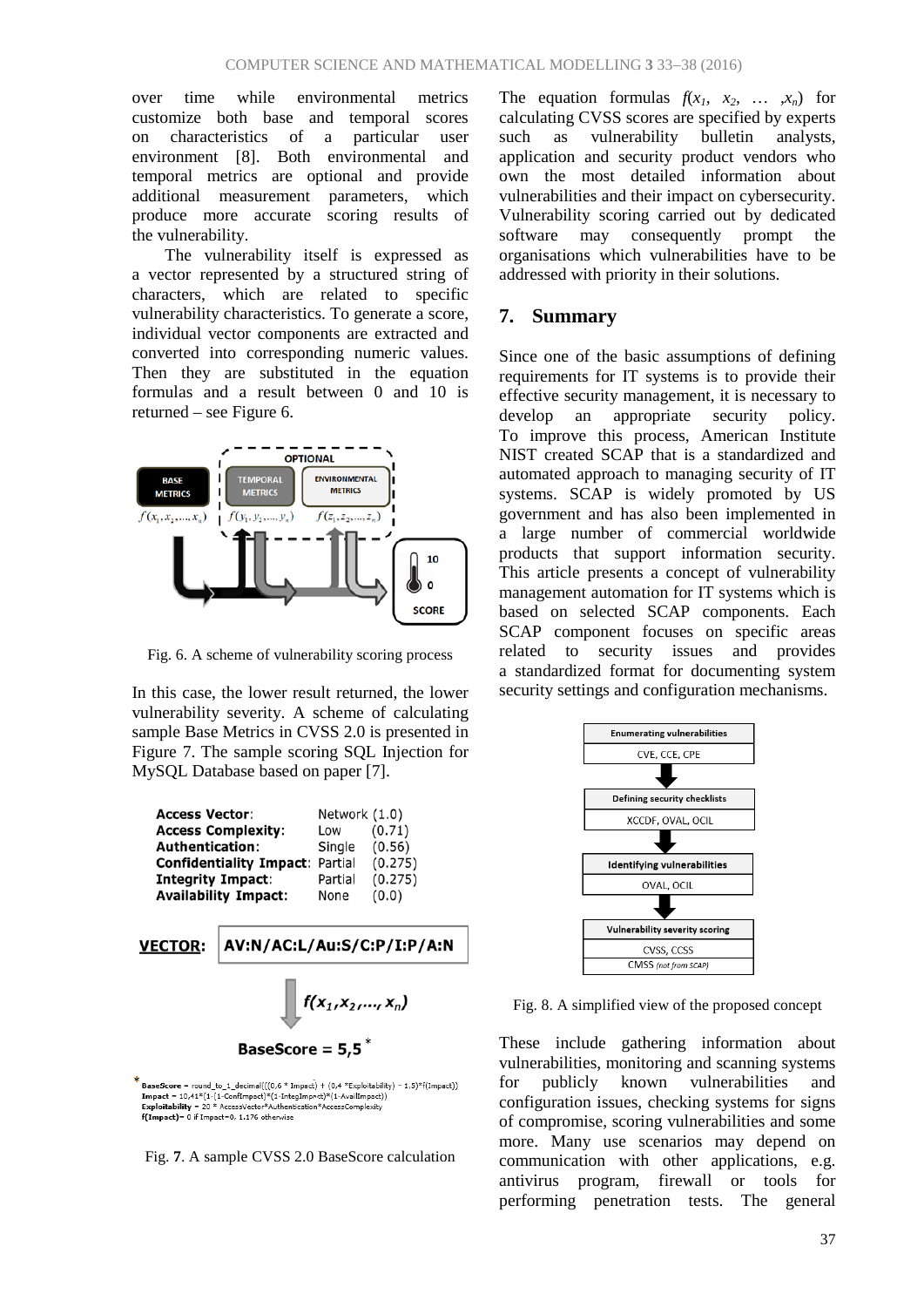over time while environmental metrics customize both base and temporal scores on characteristics of a particular user environment [8]. Both environmental and temporal metrics are optional and provide additional measurement parameters, which produce more accurate scoring results of the vulnerability.

The vulnerability itself is expressed as a vector represented by a structured string of characters, which are related to specific vulnerability characteristics. To generate a score, individual vector components are extracted and converted into corresponding numeric values. Then they are substituted in the equation formulas and a result between 0 and 10 is returned – see Figure 6.

Fig. 6. A scheme of vulnerability scoring process

In this case, the lower result returned, the lower vulnerability severity. A scheme of calculating sample Base Metrics in CVSS 2.0 is presented in Figure 7. The sample scoring SQL Injection for MySQL Database based on paper [7].

| | | |
|---|---|---|
| **Access Vector**: | Network | (1.0) |
| **Access Complexity**: | Low | (0.71) |
| **Authentication**: | Single | (0.56) |
| **Confidentiality Impact**: | Partial | (0.275) |
| **Integrity Impact**: | Partial | (0.275) |
| **Availability Impact**: | None | (0.0) |

**VECTOR:** AV:N/AC:L/Au:S/C:P/I:P/A:N

$f(x_1, x_2, \ldots, x_n)$

**BaseScore = 5,5** *

* **BaseScore** = round_to_1_decimal(((0,6 * Impact) + (0,4 *Exploitability) – 1,5)*f(Impact))
**Impact** = 10,41*(1-(1-ConfImpact)*(1-IntegImpact)*(1-AvailImpact))
**Exploitability** = 20 * AccessVector*Authentication*AccessComplexity
**f(Impact)**= 0 if Impact=0, 1.176 otherwise

Fig. 7. A sample CVSS 2.0 BaseScore calculation

The equation formulas $f(x_1, x_2, \ldots, x_n)$ for calculating CVSS scores are specified by experts such as vulnerability bulletin analysts, application and security product vendors who own the most detailed information about vulnerabilities and their impact on cybersecurity. Vulnerability scoring carried out by dedicated software may consequently prompt the organisations which vulnerabilities have to be addressed with priority in their solutions.

## 7. Summary

Since one of the basic assumptions of defining requirements for IT systems is to provide their effective security management, it is necessary to develop an appropriate security policy. To improve this process, American Institute NIST created SCAP that is a standardized and automated approach to managing security of IT systems. SCAP is widely promoted by US government and has also been implemented in a large number of commercial worldwide products that support information security. This article presents a concept of vulnerability management automation for IT systems which is based on selected SCAP components. Each SCAP component focuses on specific areas related to security issues and provides a standardized format for documenting system security settings and configuration mechanisms.

| |
|---|
| **Enumerating vulnerabilities** |
| CVE, CCE, CPE |
| ↓ |
| **Defining security checklists** |
| XCCDF, OVAL, OCIL |
| ↓ |
| **Identifying vulnerabilities** |
| OVAL, OCIL |
| ↓ |
| **Vulnerability severity scoring** |
| CVSS, CCSS |
| CMSS *(not from SCAP)* |

Fig. 8. A simplified view of the proposed concept

These include gathering information about vulnerabilities, monitoring and scanning systems for publicly known vulnerabilities and configuration issues, checking systems for signs of compromise, scoring vulnerabilities and some more. Many use scenarios may depend on communication with other applications, e.g. antivirus program, firewall or tools for performing penetration tests. The general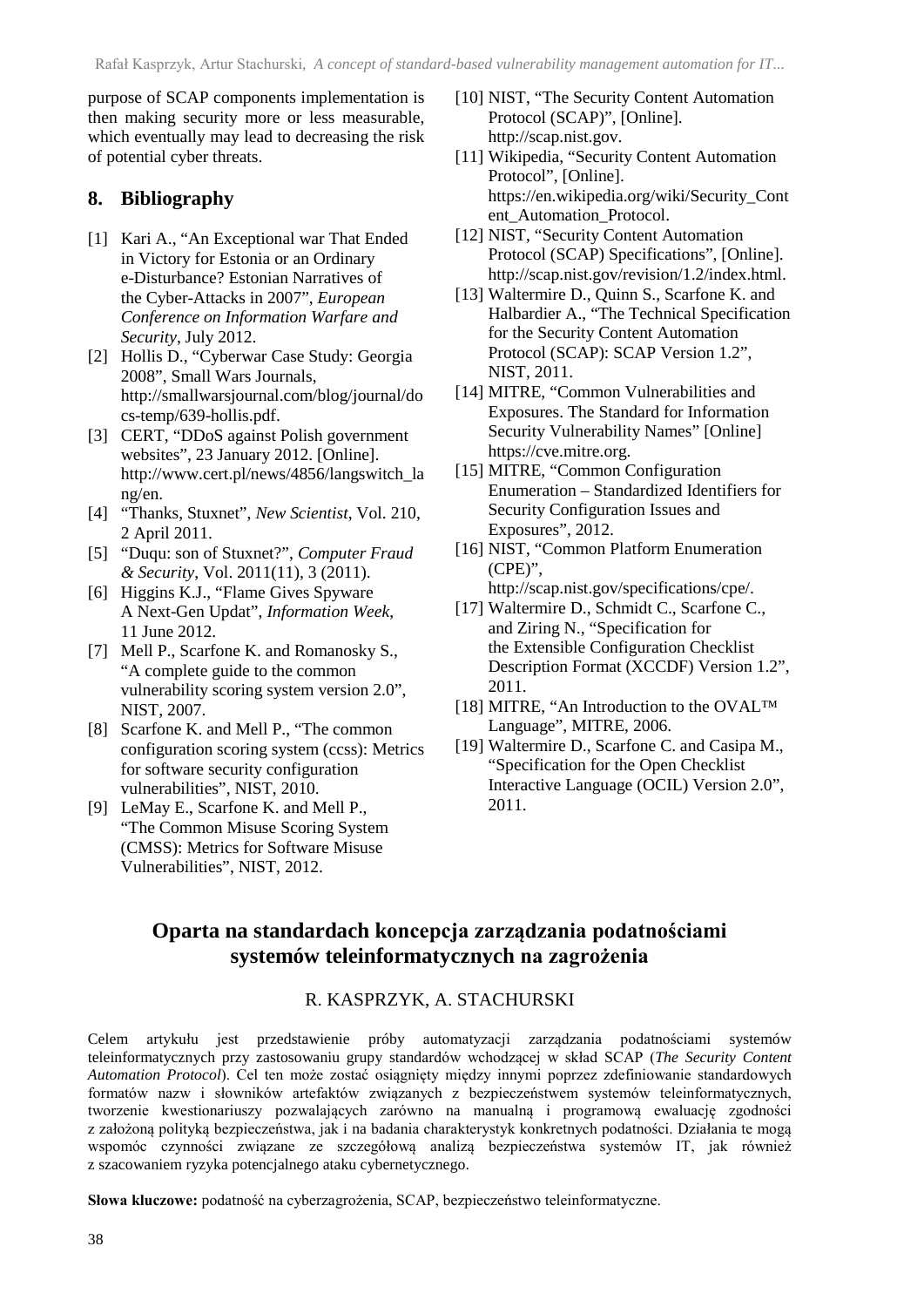purpose of SCAP components implementation is then making security more or less measurable, which eventually may lead to decreasing the risk of potential cyber threats.

## 8. Bibliography

[1] Kari A., "An Exceptional war That Ended in Victory for Estonia or an Ordinary e-Disturbance? Estonian Narratives of the Cyber-Attacks in 2007", *European Conference on Information Warfare and Security*, July 2012.

[2] Hollis D., "Cyberwar Case Study: Georgia 2008", Small Wars Journals, http://smallwarsjournal.com/blog/journal/docs-temp/639-hollis.pdf.

[3] CERT, "DDoS against Polish government websites", 23 January 2012. [Online]. http://www.cert.pl/news/4856/langswitch_lang/en.

[4] "Thanks, Stuxnet", *New Scientist*, Vol. 210, 2 April 2011.

[5] "Duqu: son of Stuxnet?", *Computer Fraud & Security*, Vol. 2011(11), 3 (2011).

[6] Higgins K.J., "Flame Gives Spyware A Next-Gen Updat", *Information Week*, 11 June 2012.

[7] Mell P., Scarfone K. and Romanosky S., "A complete guide to the common vulnerability scoring system version 2.0", NIST, 2007.

[8] Scarfone K. and Mell P., "The common configuration scoring system (ccss): Metrics for software security configuration vulnerabilities", NIST, 2010.

[9] LeMay E., Scarfone K. and Mell P., "The Common Misuse Scoring System (CMSS): Metrics for Software Misuse Vulnerabilities", NIST, 2012.

[10] NIST, "The Security Content Automation Protocol (SCAP)", [Online]. http://scap.nist.gov.

[11] Wikipedia, "Security Content Automation Protocol", [Online]. https://en.wikipedia.org/wiki/Security_Content_Automation_Protocol.

[12] NIST, "Security Content Automation Protocol (SCAP) Specifications", [Online]. http://scap.nist.gov/revision/1.2/index.html.

[13] Waltermire D., Quinn S., Scarfone K. and Halbardier A., "The Technical Specification for the Security Content Automation Protocol (SCAP): SCAP Version 1.2", NIST, 2011.

[14] MITRE, "Common Vulnerabilities and Exposures. The Standard for Information Security Vulnerability Names" [Online] https://cve.mitre.org.

[15] MITRE, "Common Configuration Enumeration – Standardized Identifiers for Security Configuration Issues and Exposures", 2012.

[16] NIST, "Common Platform Enumeration (CPE)", http://scap.nist.gov/specifications/cpe/.

[17] Waltermire D., Schmidt C., Scarfone C., and Ziring N., "Specification for the Extensible Configuration Checklist Description Format (XCCDF) Version 1.2", 2011.

[18] MITRE, "An Introduction to the OVAL™ Language", MITRE, 2006.

[19] Waltermire D., Scarfone C. and Casipa M., "Specification for the Open Checklist Interactive Language (OCIL) Version 2.0", 2011.

# Oparta na standardach koncepcja zarządzania podatnościami systemów teleinformatycznych na zagrożenia

R. KASPRZYK, A. STACHURSKI

Celem artykułu jest przedstawienie próby automatyzacji zarządzania podatnościami systemów teleinformatycznych przy zastosowaniu grupy standardów wchodzącej w skład SCAP (*The Security Content Automation Protocol*). Cel ten może zostać osiągnięty między innymi poprzez zdefiniowanie standardowych formatów nazw i słowników artefaktów związanych z bezpieczeństwem systemów teleinformatycznych, tworzenie kwestionariuszy pozwalających zarówno na manualną i programową ewaluację zgodności z założoną polityką bezpieczeństwa, jak i na badania charakterystyk konkretnych podatności. Działania te mogą wspomóc czynności związane ze szczegółową analizą bezpieczeństwa systemów IT, jak również z szacowaniem ryzyka potencjalnego ataku cybernetycznego.

**Słowa kluczowe:** podatność na cyberzagrożenia, SCAP, bezpieczeństwo teleinformatyczne.